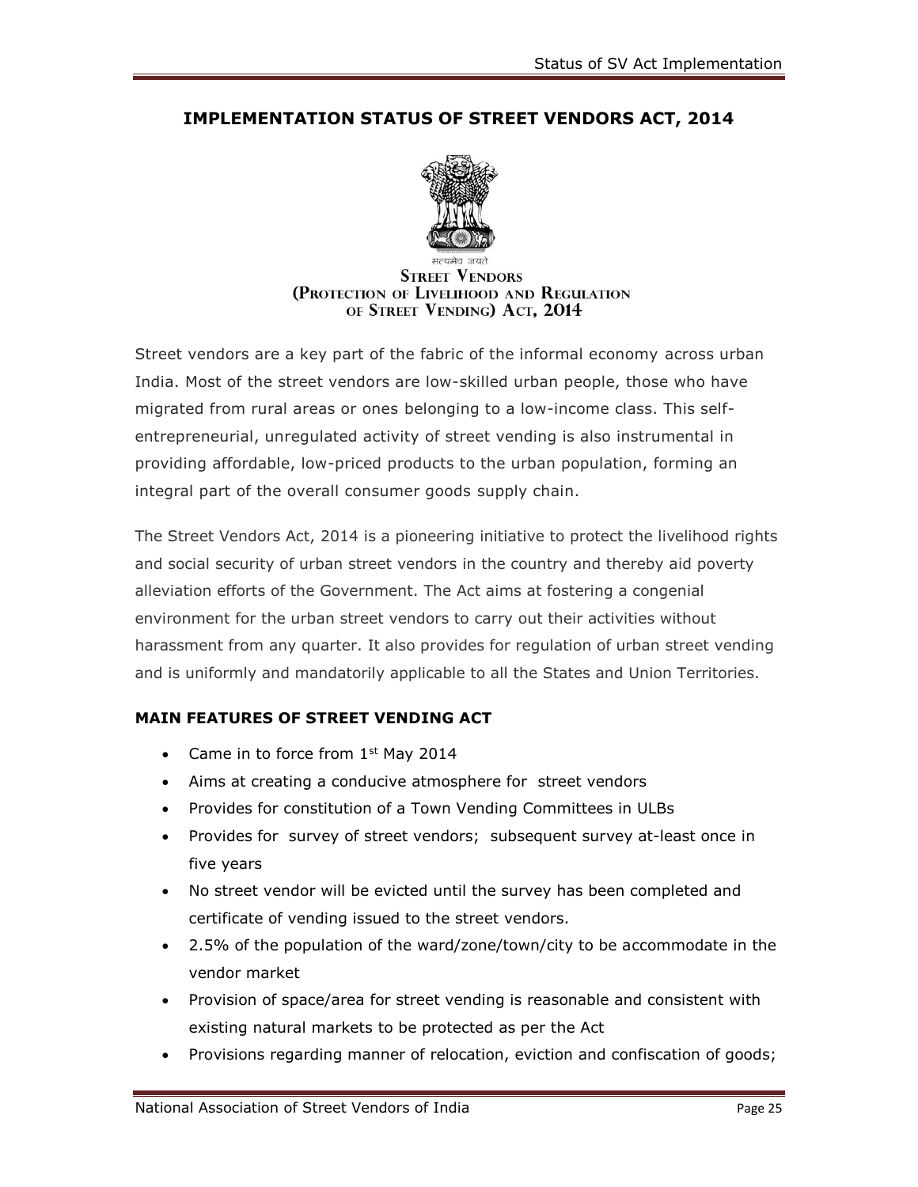## IMPLEMENTATION STATUS OF STREET VENDORS ACT, 2014

सत्यमेव जयते

**STREET VENDORS (PROTECTION OF LIVELIHOOD AND REGULATION OF STREET VENDING) ACT, 2014**

Street vendors are a key part of the fabric of the informal economy across urban India. Most of the street vendors are low-skilled urban people, those who have migrated from rural areas or ones belonging to a low-income class. This self-entrepreneurial, unregulated activity of street vending is also instrumental in providing affordable, low-priced products to the urban population, forming an integral part of the overall consumer goods supply chain.

The Street Vendors Act, 2014 is a pioneering initiative to protect the livelihood rights and social security of urban street vendors in the country and thereby aid poverty alleviation efforts of the Government. The Act aims at fostering a congenial environment for the urban street vendors to carry out their activities without harassment from any quarter. It also provides for regulation of urban street vending and is uniformly and mandatorily applicable to all the States and Union Territories.

### MAIN FEATURES OF STREET VENDING ACT

- Came in to force from 1st May 2014
- Aims at creating a conducive atmosphere for street vendors
- Provides for constitution of a Town Vending Committees in ULBs
- Provides for survey of street vendors; subsequent survey at-least once in five years
- No street vendor will be evicted until the survey has been completed and certificate of vending issued to the street vendors.
- 2.5% of the population of the ward/zone/town/city to be accommodate in the vendor market
- Provision of space/area for street vending is reasonable and consistent with existing natural markets to be protected as per the Act
- Provisions regarding manner of relocation, eviction and confiscation of goods;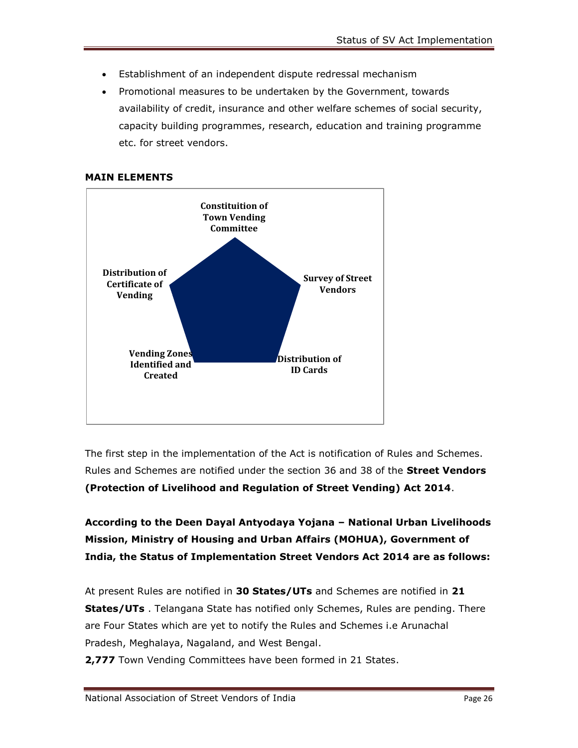- Establishment of an independent dispute redressal mechanism
- Promotional measures to be undertaken by the Government, towards availability of credit, insurance and other welfare schemes of social security, capacity building programmes, research, education and training programme etc. for street vendors.

**MAIN ELEMENTS**

Constituition of Town Vending Committee

Survey of Street Vendors

Distribution of ID Cards

Vending Zones Identified and Created

Distribution of Certificate of Vending

The first step in the implementation of the Act is notification of Rules and Schemes. Rules and Schemes are notified under the section 36 and 38 of the **Street Vendors (Protection of Livelihood and Regulation of Street Vending) Act 2014**.

**According to the Deen Dayal Antyodaya Yojana – National Urban Livelihoods Mission, Ministry of Housing and Urban Affairs (MOHUA), Government of India, the Status of Implementation Street Vendors Act 2014 are as follows:**

At present Rules are notified in **30 States/UTs** and Schemes are notified in **21 States/UTs** . Telangana State has notified only Schemes, Rules are pending. There are Four States which are yet to notify the Rules and Schemes i.e Arunachal Pradesh, Meghalaya, Nagaland, and West Bengal.

**2,777** Town Vending Committees have been formed in 21 States.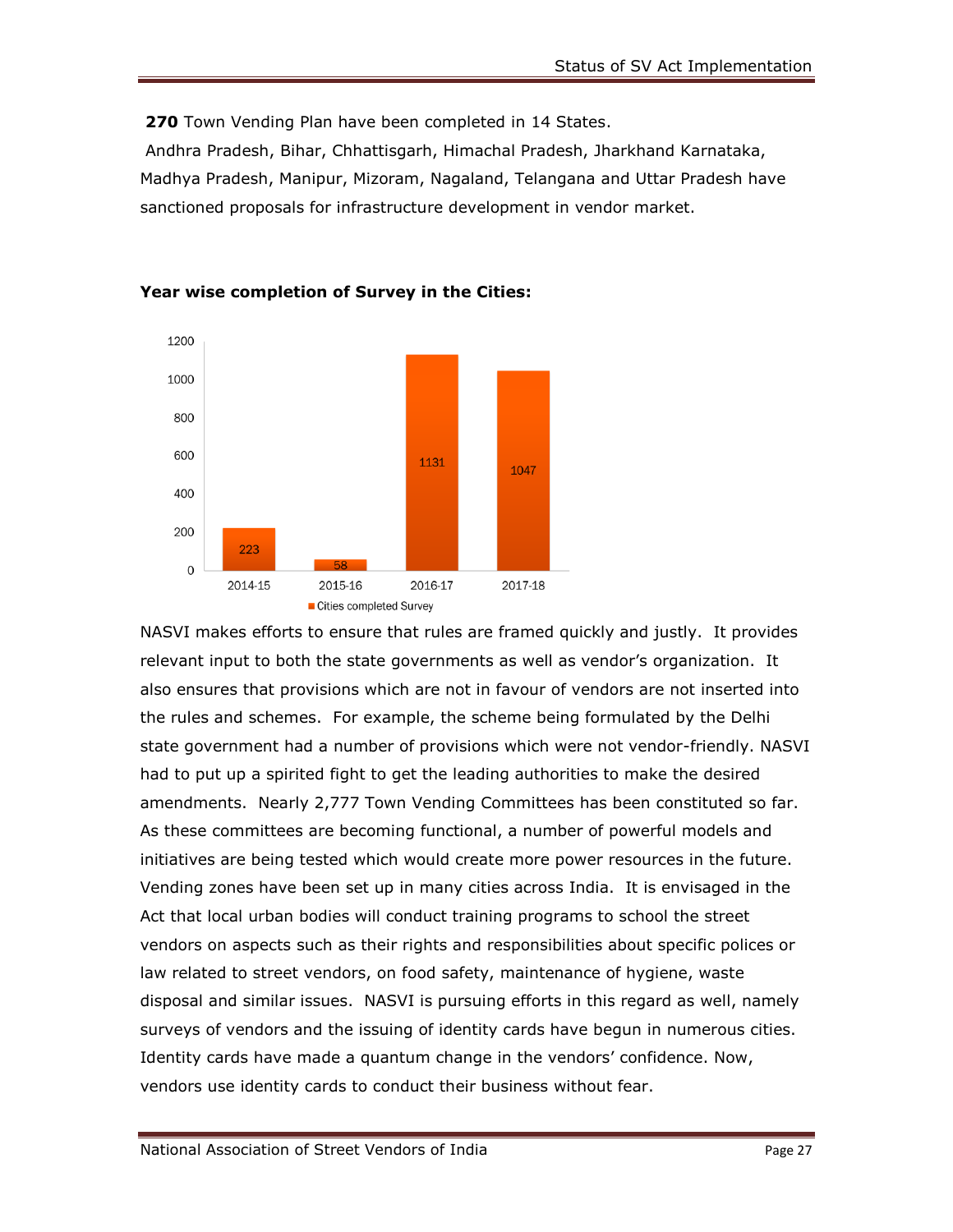**270** Town Vending Plan have been completed in 14 States.

Andhra Pradesh, Bihar, Chhattisgarh, Himachal Pradesh, Jharkhand Karnataka, Madhya Pradesh, Manipur, Mizoram, Nagaland, Telangana and Uttar Pradesh have sanctioned proposals for infrastructure development in vendor market.

**Year wise completion of Survey in the Cities:**

1200
1000
800
600
400
200
0

223
58
1131
1047

2014-15
2015-16
2016-17
2017-18

Cities completed Survey

NASVI makes efforts to ensure that rules are framed quickly and justly. It provides relevant input to both the state governments as well as vendor's organization. It also ensures that provisions which are not in favour of vendors are not inserted into the rules and schemes. For example, the scheme being formulated by the Delhi state government had a number of provisions which were not vendor-friendly. NASVI had to put up a spirited fight to get the leading authorities to make the desired amendments. Nearly 2,777 Town Vending Committees has been constituted so far. As these committees are becoming functional, a number of powerful models and initiatives are being tested which would create more power resources in the future. Vending zones have been set up in many cities across India. It is envisaged in the Act that local urban bodies will conduct training programs to school the street vendors on aspects such as their rights and responsibilities about specific polices or law related to street vendors, on food safety, maintenance of hygiene, waste disposal and similar issues. NASVI is pursuing efforts in this regard as well, namely surveys of vendors and the issuing of identity cards have begun in numerous cities. Identity cards have made a quantum change in the vendors' confidence. Now, vendors use identity cards to conduct their business without fear.